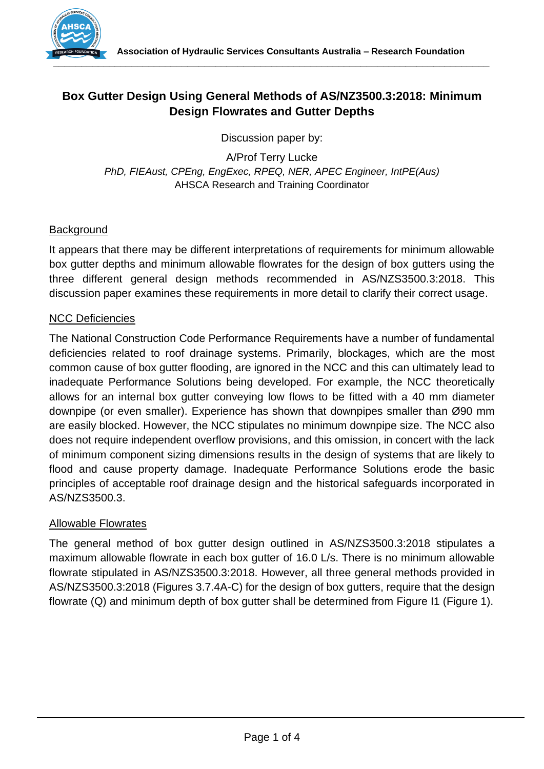# Box Gutter Design Using General Methods of AS/NZ3500.3:2018: Minimum Design Flowrates and Gutter Depths

Discussion paper by:

A/Prof Terry Lucke

*PhD, FIEAust, CPEng, EngExec, RPEQ, NER, APEC Engineer, IntPE(Aus)*

AHSCA Research and Training Coordinator

## Background

It appears that there may be different interpretations of requirements for minimum allowable box gutter depths and minimum allowable flowrates for the design of box gutters using the three different general design methods recommended in AS/NZS3500.3:2018. This discussion paper examines these requirements in more detail to clarify their correct usage.

## NCC Deficiencies

The National Construction Code Performance Requirements have a number of fundamental deficiencies related to roof drainage systems. Primarily, blockages, which are the most common cause of box gutter flooding, are ignored in the NCC and this can ultimately lead to inadequate Performance Solutions being developed. For example, the NCC theoretically allows for an internal box gutter conveying low flows to be fitted with a 40 mm diameter downpipe (or even smaller). Experience has shown that downpipes smaller than Ø90 mm are easily blocked. However, the NCC stipulates no minimum downpipe size. The NCC also does not require independent overflow provisions, and this omission, in concert with the lack of minimum component sizing dimensions results in the design of systems that are likely to flood and cause property damage. Inadequate Performance Solutions erode the basic principles of acceptable roof drainage design and the historical safeguards incorporated in AS/NZS3500.3.

## Allowable Flowrates

The general method of box gutter design outlined in AS/NZS3500.3:2018 stipulates a maximum allowable flowrate in each box gutter of 16.0 L/s. There is no minimum allowable flowrate stipulated in AS/NZS3500.3:2018. However, all three general methods provided in AS/NZS3500.3:2018 (Figures 3.7.4A-C) for the design of box gutters, require that the design flowrate (Q) and minimum depth of box gutter shall be determined from Figure I1 (Figure 1).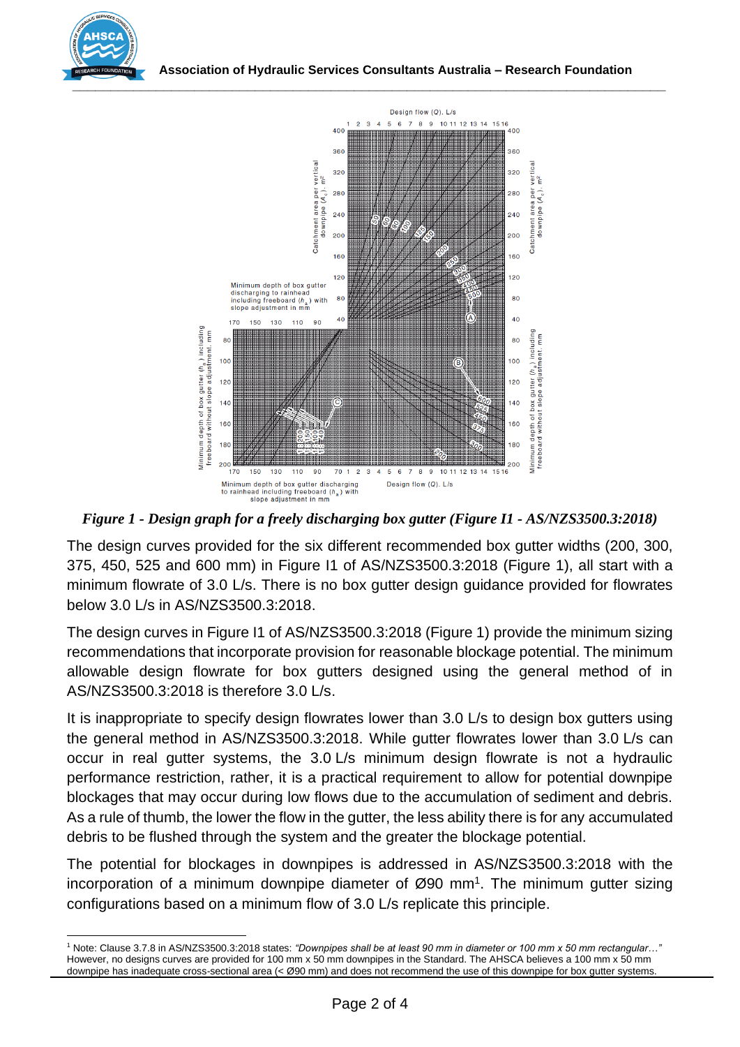*Figure 1 - Design graph for a freely discharging box gutter (Figure I1 - AS/NZS3500.3:2018)*

The design curves provided for the six different recommended box gutter widths (200, 300, 375, 450, 525 and 600 mm) in Figure I1 of AS/NZS3500.3:2018 (Figure 1), all start with a minimum flowrate of 3.0 L/s. There is no box gutter design guidance provided for flowrates below 3.0 L/s in AS/NZS3500.3:2018.

The design curves in Figure I1 of AS/NZS3500.3:2018 (Figure 1) provide the minimum sizing recommendations that incorporate provision for reasonable blockage potential. The minimum allowable design flowrate for box gutters designed using the general method of in AS/NZS3500.3:2018 is therefore 3.0 L/s.

It is inappropriate to specify design flowrates lower than 3.0 L/s to design box gutters using the general method in AS/NZS3500.3:2018. While gutter flowrates lower than 3.0 L/s can occur in real gutter systems, the 3.0 L/s minimum design flowrate is not a hydraulic performance restriction, rather, it is a practical requirement to allow for potential downpipe blockages that may occur during low flows due to the accumulation of sediment and debris. As a rule of thumb, the lower the flow in the gutter, the less ability there is for any accumulated debris to be flushed through the system and the greater the blockage potential.

The potential for blockages in downpipes is addressed in AS/NZS3500.3:2018 with the incorporation of a minimum downpipe diameter of Ø90 mm[1]. The minimum gutter sizing configurations based on a minimum flow of 3.0 L/s replicate this principle.

---

[1] Note: Clause 3.7.8 in AS/NZS3500.3:2018 states: *"Downpipes shall be at least 90 mm in diameter or 100 mm x 50 mm rectangular…"* However, no designs curves are provided for 100 mm x 50 mm downpipes in the Standard. The AHSCA believes a 100 mm x 50 mm downpipe has inadequate cross-sectional area (< Ø90 mm) and does not recommend the use of this downpipe for box gutter systems.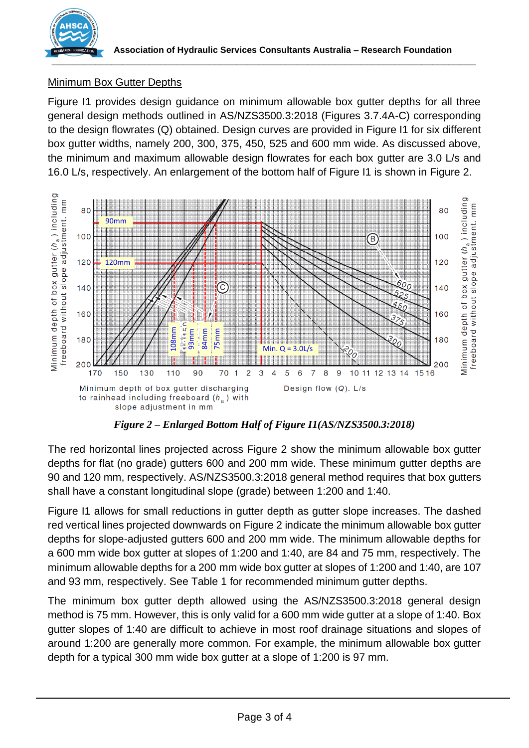## Minimum Box Gutter Depths

Figure I1 provides design guidance on minimum allowable box gutter depths for all three general design methods outlined in AS/NZS3500.3:2018 (Figures 3.7.4A-C) corresponding to the design flowrates (Q) obtained. Design curves are provided in Figure I1 for six different box gutter widths, namely 200, 300, 375, 450, 525 and 600 mm wide. As discussed above, the minimum and maximum allowable design flowrates for each box gutter are 3.0 L/s and 16.0 L/s, respectively. An enlargement of the bottom half of Figure I1 is shown in Figure 2.

*Figure 2 – Enlarged Bottom Half of Figure I1(AS/NZS3500.3:2018)*

The red horizontal lines projected across Figure 2 show the minimum allowable box gutter depths for flat (no grade) gutters 600 and 200 mm wide. These minimum gutter depths are 90 and 120 mm, respectively. AS/NZS3500.3:2018 general method requires that box gutters shall have a constant longitudinal slope (grade) between 1:200 and 1:40.

Figure I1 allows for small reductions in gutter depth as gutter slope increases. The dashed red vertical lines projected downwards on Figure 2 indicate the minimum allowable box gutter depths for slope-adjusted gutters 600 and 200 mm wide. The minimum allowable depths for a 600 mm wide box gutter at slopes of 1:200 and 1:40, are 84 and 75 mm, respectively. The minimum allowable depths for a 200 mm wide box gutter at slopes of 1:200 and 1:40, are 107 and 93 mm, respectively. See Table 1 for recommended minimum gutter depths.

The minimum box gutter depth allowed using the AS/NZS3500.3:2018 general design method is 75 mm. However, this is only valid for a 600 mm wide gutter at a slope of 1:40. Box gutter slopes of 1:40 are difficult to achieve in most roof drainage situations and slopes of around 1:200 are generally more common. For example, the minimum allowable box gutter depth for a typical 300 mm wide box gutter at a slope of 1:200 is 97 mm.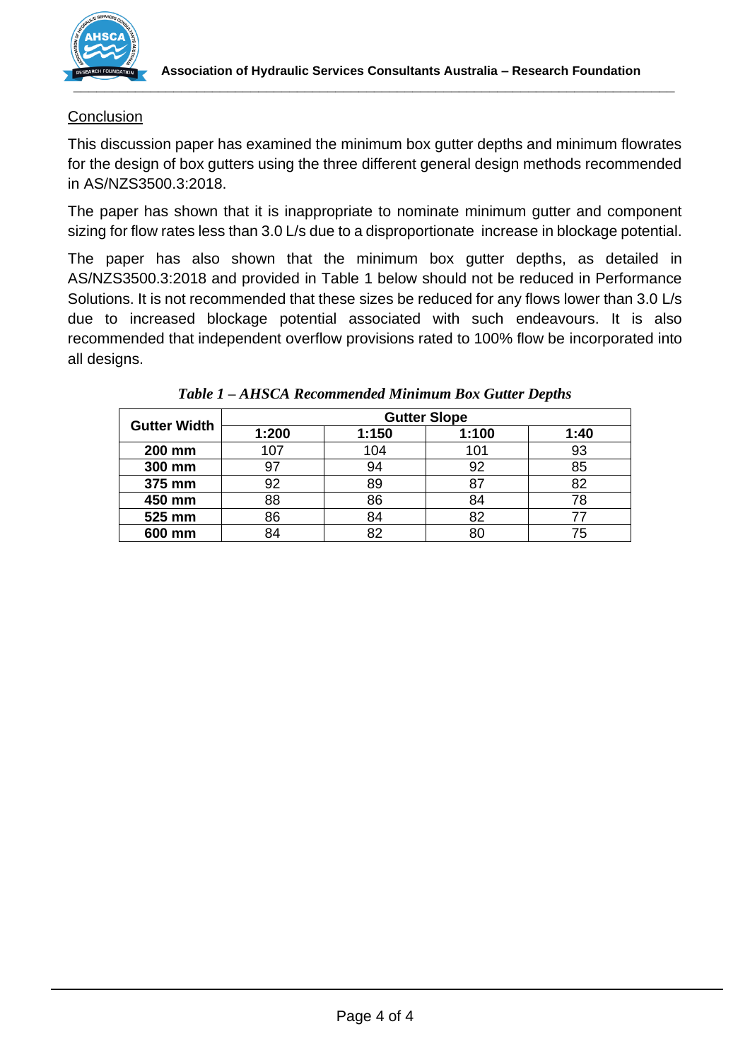## Conclusion

This discussion paper has examined the minimum box gutter depths and minimum flowrates for the design of box gutters using the three different general design methods recommended in AS/NZS3500.3:2018.

The paper has shown that it is inappropriate to nominate minimum gutter and component sizing for flow rates less than 3.0 L/s due to a disproportionate increase in blockage potential.

The paper has also shown that the minimum box gutter depths, as detailed in AS/NZS3500.3:2018 and provided in Table 1 below should not be reduced in Performance Solutions. It is not recommended that these sizes be reduced for any flows lower than 3.0 L/s due to increased blockage potential associated with such endeavours. It is also recommended that independent overflow provisions rated to 100% flow be incorporated into all designs.

***Table 1 – AHSCA Recommended Minimum Box Gutter Depths***

| Gutter Width | Gutter Slope | | | |
|---|---|---|---|---|
| | **1:200** | **1:150** | **1:100** | **1:40** |
| **200 mm** | 107 | 104 | 101 | 93 |
| **300 mm** | 97 | 94 | 92 | 85 |
| **375 mm** | 92 | 89 | 87 | 82 |
| **450 mm** | 88 | 86 | 84 | 78 |
| **525 mm** | 86 | 84 | 82 | 77 |
| **600 mm** | 84 | 82 | 80 | 75 |